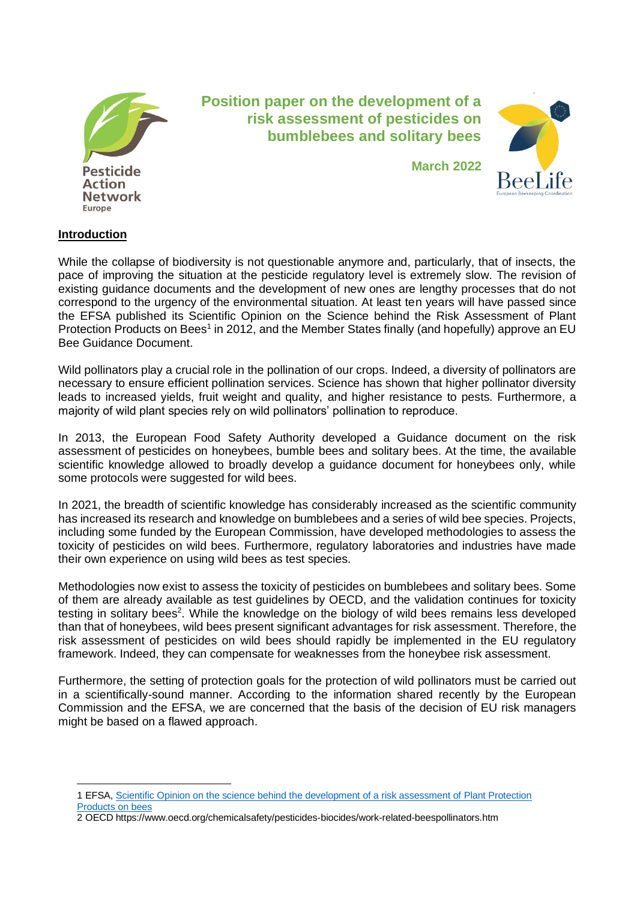Pesticide Action Network Europe

# Position paper on the development of a risk assessment of pesticides on bumblebees and solitary bees

**March 2022**

BeeLife European Beekeeping Coordination

## Introduction

While the collapse of biodiversity is not questionable anymore and, particularly, that of insects, the pace of improving the situation at the pesticide regulatory level is extremely slow. The revision of existing guidance documents and the development of new ones are lengthy processes that do not correspond to the urgency of the environmental situation. At least ten years will have passed since the EFSA published its Scientific Opinion on the Science behind the Risk Assessment of Plant Protection Products on Bees[1] in 2012, and the Member States finally (and hopefully) approve an EU Bee Guidance Document.

Wild pollinators play a crucial role in the pollination of our crops. Indeed, a diversity of pollinators are necessary to ensure efficient pollination services. Science has shown that higher pollinator diversity leads to increased yields, fruit weight and quality, and higher resistance to pests. Furthermore, a majority of wild plant species rely on wild pollinators' pollination to reproduce.

In 2013, the European Food Safety Authority developed a Guidance document on the risk assessment of pesticides on honeybees, bumble bees and solitary bees. At the time, the available scientific knowledge allowed to broadly develop a guidance document for honeybees only, while some protocols were suggested for wild bees.

In 2021, the breadth of scientific knowledge has considerably increased as the scientific community has increased its research and knowledge on bumblebees and a series of wild bee species. Projects, including some funded by the European Commission, have developed methodologies to assess the toxicity of pesticides on wild bees. Furthermore, regulatory laboratories and industries have made their own experience on using wild bees as test species.

Methodologies now exist to assess the toxicity of pesticides on bumblebees and solitary bees. Some of them are already available as test guidelines by OECD, and the validation continues for toxicity testing in solitary bees[2]. While the knowledge on the biology of wild bees remains less developed than that of honeybees, wild bees present significant advantages for risk assessment. Therefore, the risk assessment of pesticides on wild bees should rapidly be implemented in the EU regulatory framework. Indeed, they can compensate for weaknesses from the honeybee risk assessment.

Furthermore, the setting of protection goals for the protection of wild pollinators must be carried out in a scientifically-sound manner. According to the information shared recently by the European Commission and the EFSA, we are concerned that the basis of the decision of EU risk managers might be based on a flawed approach.

---

1 EFSA, [Scientific Opinion on the science behind the development of a risk assessment of Plant Protection Products on bees](#)

2 OECD https://www.oecd.org/chemicalsafety/pesticides-biocides/work-related-beespollinators.htm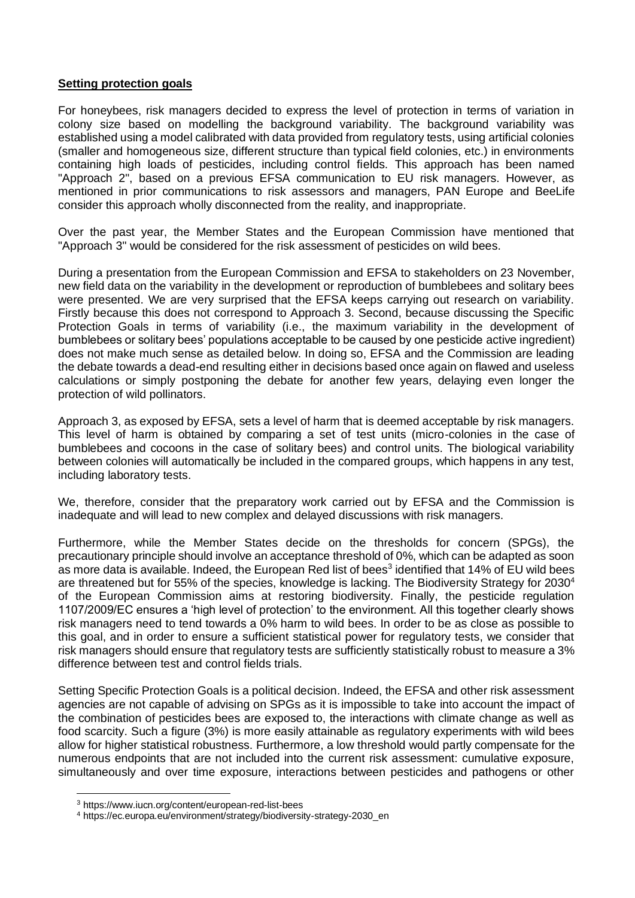**Setting protection goals**

For honeybees, risk managers decided to express the level of protection in terms of variation in colony size based on modelling the background variability. The background variability was established using a model calibrated with data provided from regulatory tests, using artificial colonies (smaller and homogeneous size, different structure than typical field colonies, etc.) in environments containing high loads of pesticides, including control fields. This approach has been named "Approach 2", based on a previous EFSA communication to EU risk managers. However, as mentioned in prior communications to risk assessors and managers, PAN Europe and BeeLife consider this approach wholly disconnected from the reality, and inappropriate.

Over the past year, the Member States and the European Commission have mentioned that "Approach 3" would be considered for the risk assessment of pesticides on wild bees.

During a presentation from the European Commission and EFSA to stakeholders on 23 November, new field data on the variability in the development or reproduction of bumblebees and solitary bees were presented. We are very surprised that the EFSA keeps carrying out research on variability. Firstly because this does not correspond to Approach 3. Second, because discussing the Specific Protection Goals in terms of variability (i.e., the maximum variability in the development of bumblebees or solitary bees' populations acceptable to be caused by one pesticide active ingredient) does not make much sense as detailed below. In doing so, EFSA and the Commission are leading the debate towards a dead-end resulting either in decisions based once again on flawed and useless calculations or simply postponing the debate for another few years, delaying even longer the protection of wild pollinators.

Approach 3, as exposed by EFSA, sets a level of harm that is deemed acceptable by risk managers. This level of harm is obtained by comparing a set of test units (micro-colonies in the case of bumblebees and cocoons in the case of solitary bees) and control units. The biological variability between colonies will automatically be included in the compared groups, which happens in any test, including laboratory tests.

We, therefore, consider that the preparatory work carried out by EFSA and the Commission is inadequate and will lead to new complex and delayed discussions with risk managers.

Furthermore, while the Member States decide on the thresholds for concern (SPGs), the precautionary principle should involve an acceptance threshold of 0%, which can be adapted as soon as more data is available. Indeed, the European Red list of bees[3] identified that 14% of EU wild bees are threatened but for 55% of the species, knowledge is lacking. The Biodiversity Strategy for 2030[4] of the European Commission aims at restoring biodiversity. Finally, the pesticide regulation 1107/2009/EC ensures a 'high level of protection' to the environment. All this together clearly shows risk managers need to tend towards a 0% harm to wild bees. In order to be as close as possible to this goal, and in order to ensure a sufficient statistical power for regulatory tests, we consider that risk managers should ensure that regulatory tests are sufficiently statistically robust to measure a 3% difference between test and control fields trials.

Setting Specific Protection Goals is a political decision. Indeed, the EFSA and other risk assessment agencies are not capable of advising on SPGs as it is impossible to take into account the impact of the combination of pesticides bees are exposed to, the interactions with climate change as well as food scarcity. Such a figure (3%) is more easily attainable as regulatory experiments with wild bees allow for higher statistical robustness. Furthermore, a low threshold would partly compensate for the numerous endpoints that are not included into the current risk assessment: cumulative exposure, simultaneously and over time exposure, interactions between pesticides and pathogens or other

[3] https://www.iucn.org/content/european-red-list-bees

[4] https://ec.europa.eu/environment/strategy/biodiversity-strategy-2030_en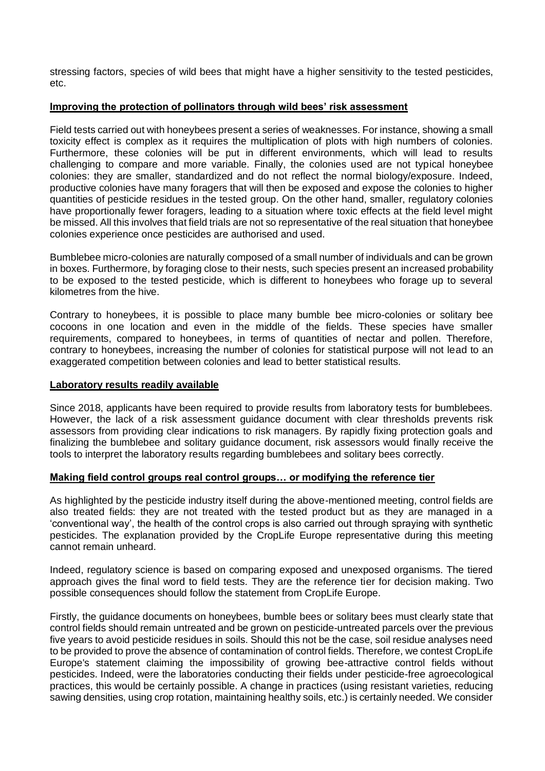stressing factors, species of wild bees that might have a higher sensitivity to the tested pesticides, etc.

## Improving the protection of pollinators through wild bees' risk assessment

Field tests carried out with honeybees present a series of weaknesses. For instance, showing a small toxicity effect is complex as it requires the multiplication of plots with high numbers of colonies. Furthermore, these colonies will be put in different environments, which will lead to results challenging to compare and more variable. Finally, the colonies used are not typical honeybee colonies: they are smaller, standardized and do not reflect the normal biology/exposure. Indeed, productive colonies have many foragers that will then be exposed and expose the colonies to higher quantities of pesticide residues in the tested group. On the other hand, smaller, regulatory colonies have proportionally fewer foragers, leading to a situation where toxic effects at the field level might be missed. All this involves that field trials are not so representative of the real situation that honeybee colonies experience once pesticides are authorised and used.

Bumblebee micro-colonies are naturally composed of a small number of individuals and can be grown in boxes. Furthermore, by foraging close to their nests, such species present an increased probability to be exposed to the tested pesticide, which is different to honeybees who forage up to several kilometres from the hive.

Contrary to honeybees, it is possible to place many bumble bee micro-colonies or solitary bee cocoons in one location and even in the middle of the fields. These species have smaller requirements, compared to honeybees, in terms of quantities of nectar and pollen. Therefore, contrary to honeybees, increasing the number of colonies for statistical purpose will not lead to an exaggerated competition between colonies and lead to better statistical results.

## Laboratory results readily available

Since 2018, applicants have been required to provide results from laboratory tests for bumblebees. However, the lack of a risk assessment guidance document with clear thresholds prevents risk assessors from providing clear indications to risk managers. By rapidly fixing protection goals and finalizing the bumblebee and solitary guidance document, risk assessors would finally receive the tools to interpret the laboratory results regarding bumblebees and solitary bees correctly.

## Making field control groups real control groups… or modifying the reference tier

As highlighted by the pesticide industry itself during the above-mentioned meeting, control fields are also treated fields: they are not treated with the tested product but as they are managed in a 'conventional way', the health of the control crops is also carried out through spraying with synthetic pesticides. The explanation provided by the CropLife Europe representative during this meeting cannot remain unheard.

Indeed, regulatory science is based on comparing exposed and unexposed organisms. The tiered approach gives the final word to field tests. They are the reference tier for decision making. Two possible consequences should follow the statement from CropLife Europe.

Firstly, the guidance documents on honeybees, bumble bees or solitary bees must clearly state that control fields should remain untreated and be grown on pesticide-untreated parcels over the previous five years to avoid pesticide residues in soils. Should this not be the case, soil residue analyses need to be provided to prove the absence of contamination of control fields. Therefore, we contest CropLife Europe's statement claiming the impossibility of growing bee-attractive control fields without pesticides. Indeed, were the laboratories conducting their fields under pesticide-free agroecological practices, this would be certainly possible. A change in practices (using resistant varieties, reducing sawing densities, using crop rotation, maintaining healthy soils, etc.) is certainly needed. We consider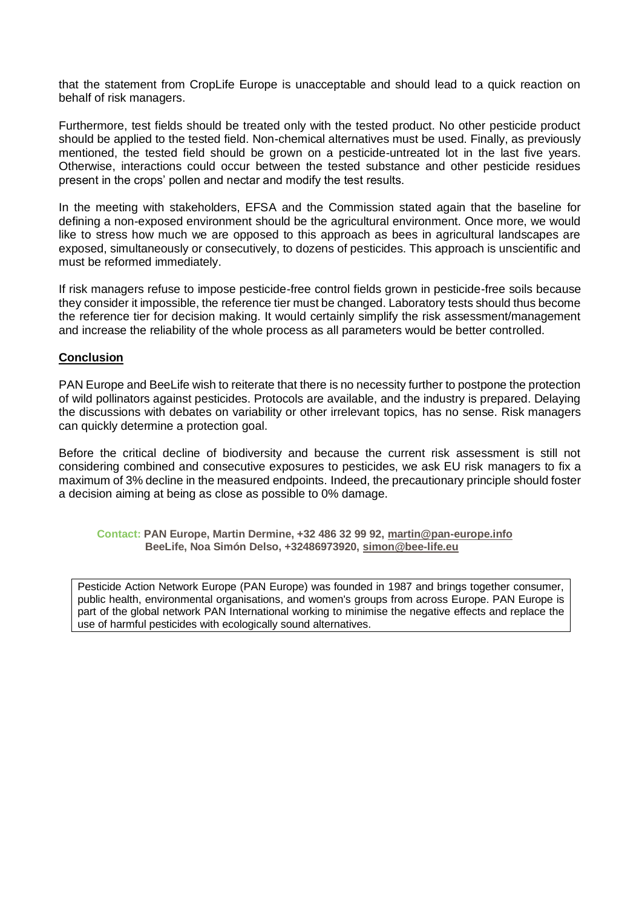that the statement from CropLife Europe is unacceptable and should lead to a quick reaction on behalf of risk managers.

Furthermore, test fields should be treated only with the tested product. No other pesticide product should be applied to the tested field. Non-chemical alternatives must be used. Finally, as previously mentioned, the tested field should be grown on a pesticide-untreated lot in the last five years. Otherwise, interactions could occur between the tested substance and other pesticide residues present in the crops' pollen and nectar and modify the test results.

In the meeting with stakeholders, EFSA and the Commission stated again that the baseline for defining a non-exposed environment should be the agricultural environment. Once more, we would like to stress how much we are opposed to this approach as bees in agricultural landscapes are exposed, simultaneously or consecutively, to dozens of pesticides. This approach is unscientific and must be reformed immediately.

If risk managers refuse to impose pesticide-free control fields grown in pesticide-free soils because they consider it impossible, the reference tier must be changed. Laboratory tests should thus become the reference tier for decision making. It would certainly simplify the risk assessment/management and increase the reliability of the whole process as all parameters would be better controlled.

## Conclusion

PAN Europe and BeeLife wish to reiterate that there is no necessity further to postpone the protection of wild pollinators against pesticides. Protocols are available, and the industry is prepared. Delaying the discussions with debates on variability or other irrelevant topics, has no sense. Risk managers can quickly determine a protection goal.

Before the critical decline of biodiversity and because the current risk assessment is still not considering combined and consecutive exposures to pesticides, we ask EU risk managers to fix a maximum of 3% decline in the measured endpoints. Indeed, the precautionary principle should foster a decision aiming at being as close as possible to 0% damage.

**Contact: PAN Europe, Martin Dermine, +32 486 32 99 92, martin@pan-europe.info**
**BeeLife, Noa Simón Delso, +32486973920, simon@bee-life.eu**

Pesticide Action Network Europe (PAN Europe) was founded in 1987 and brings together consumer, public health, environmental organisations, and women's groups from across Europe. PAN Europe is part of the global network PAN International working to minimise the negative effects and replace the use of harmful pesticides with ecologically sound alternatives.